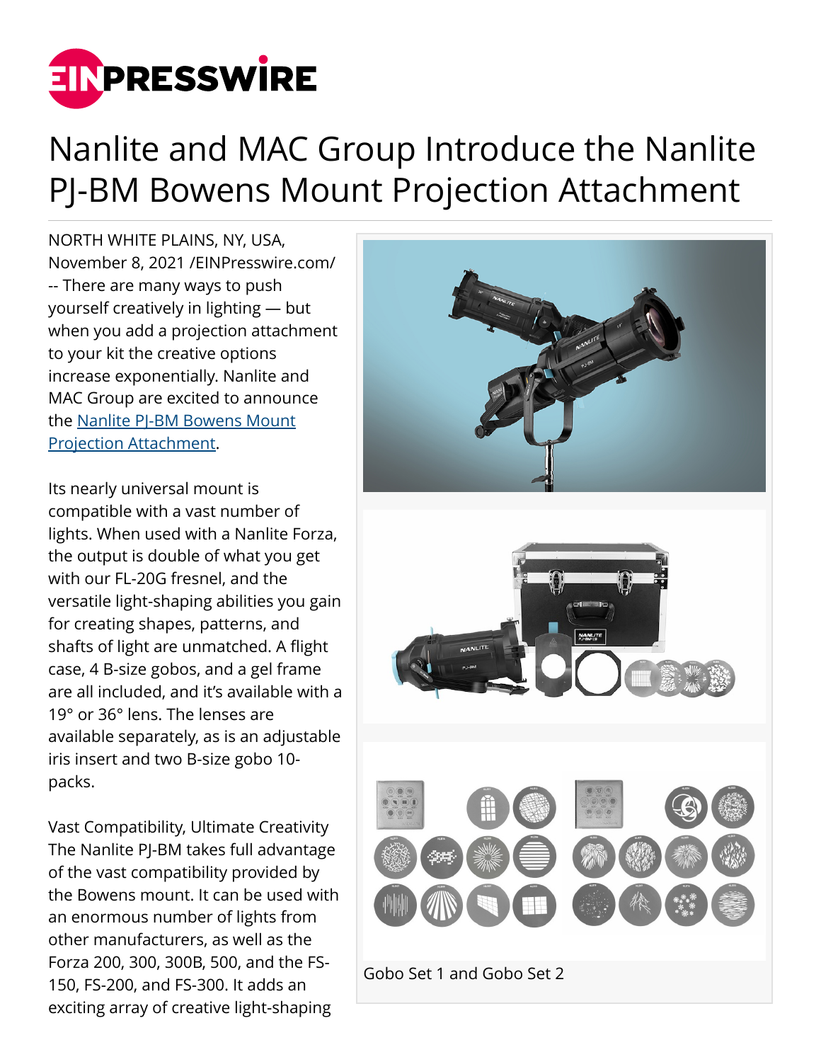# Nanlite and MAC Group Introduce the Nanlite PJ-BM Bowens Mount Projection Attachment

NORTH WHITE PLAINS, NY, USA, November 8, 2021 /EINPresswire.com/ -- There are many ways to push yourself creatively in lighting — but when you add a projection attachment to your kit the creative options increase exponentially. Nanlite and MAC Group are excited to announce the [Nanlite PJ-BM Bowens Mount Projection Attachment](Nanlite PJ-BM Bowens Mount Projection Attachment).

Its nearly universal mount is compatible with a vast number of lights. When used with a Nanlite Forza, the output is double of what you get with our FL-20G fresnel, and the versatile light-shaping abilities you gain for creating shapes, patterns, and shafts of light are unmatched. A flight case, 4 B-size gobos, and a gel frame are all included, and it's available with a 19° or 36° lens. The lenses are available separately, as is an adjustable iris insert and two B-size gobo 10-packs.

Gobo Set 1 and Gobo Set 2

Vast Compatibility, Ultimate Creativity
The Nanlite PJ-BM takes full advantage of the vast compatibility provided by the Bowens mount. It can be used with an enormous number of lights from other manufacturers, as well as the Forza 200, 300, 300B, 500, and the FS-150, FS-200, and FS-300. It adds an exciting array of creative light-shaping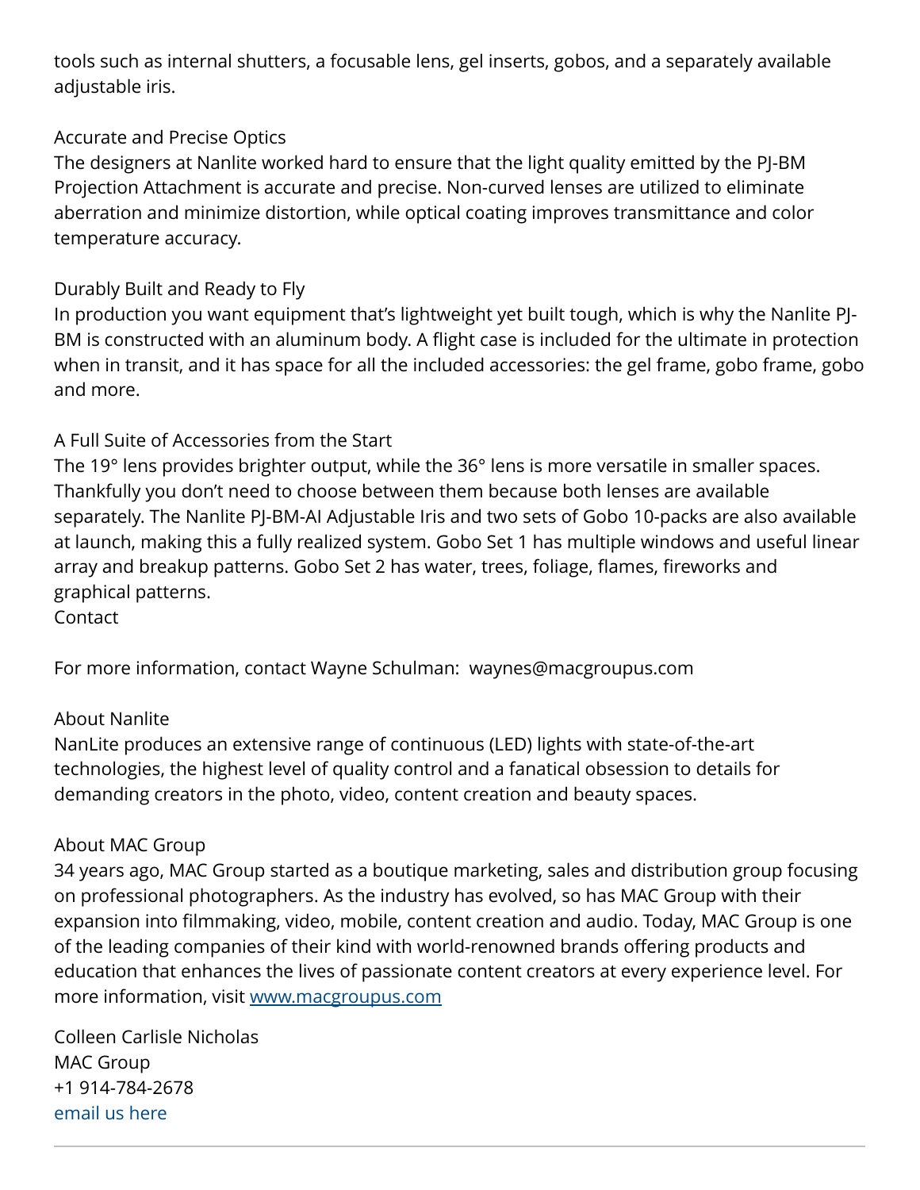tools such as internal shutters, a focusable lens, gel inserts, gobos, and a separately available adjustable iris.

### Accurate and Precise Optics

The designers at Nanlite worked hard to ensure that the light quality emitted by the PJ-BM Projection Attachment is accurate and precise. Non-curved lenses are utilized to eliminate aberration and minimize distortion, while optical coating improves transmittance and color temperature accuracy.

### Durably Built and Ready to Fly

In production you want equipment that's lightweight yet built tough, which is why the Nanlite PJ-BM is constructed with an aluminum body. A flight case is included for the ultimate in protection when in transit, and it has space for all the included accessories: the gel frame, gobo frame, gobo and more.

### A Full Suite of Accessories from the Start

The 19° lens provides brighter output, while the 36° lens is more versatile in smaller spaces. Thankfully you don't need to choose between them because both lenses are available separately. The Nanlite PJ-BM-AI Adjustable Iris and two sets of Gobo 10-packs are also available at launch, making this a fully realized system. Gobo Set 1 has multiple windows and useful linear array and breakup patterns. Gobo Set 2 has water, trees, foliage, flames, fireworks and graphical patterns.

### Contact

For more information, contact Wayne Schulman: waynes@macgroupus.com

### About Nanlite

NanLite produces an extensive range of continuous (LED) lights with state-of-the-art technologies, the highest level of quality control and a fanatical obsession to details for demanding creators in the photo, video, content creation and beauty spaces.

### About MAC Group

34 years ago, MAC Group started as a boutique marketing, sales and distribution group focusing on professional photographers. As the industry has evolved, so has MAC Group with their expansion into filmmaking, video, mobile, content creation and audio. Today, MAC Group is one of the leading companies of their kind with world-renowned brands offering products and education that enhances the lives of passionate content creators at every experience level. For more information, visit [www.macgroupus.com](www.macgroupus.com)

Colleen Carlisle Nicholas
MAC Group
+1 914-784-2678
email us here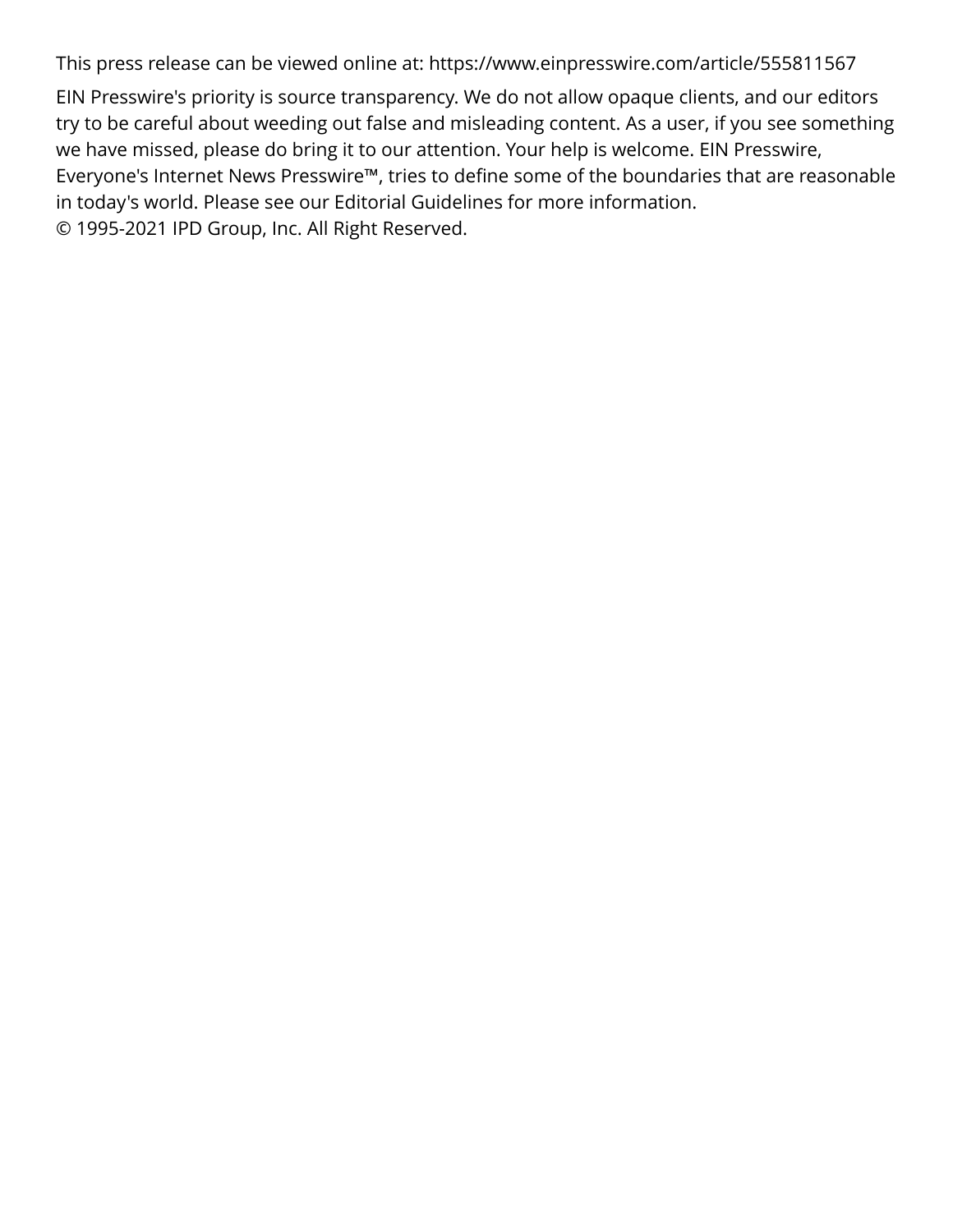This press release can be viewed online at: https://www.einpresswire.com/article/555811567

EIN Presswire's priority is source transparency. We do not allow opaque clients, and our editors try to be careful about weeding out false and misleading content. As a user, if you see something we have missed, please do bring it to our attention. Your help is welcome. EIN Presswire, Everyone's Internet News Presswire™, tries to define some of the boundaries that are reasonable in today's world. Please see our Editorial Guidelines for more information.
© 1995-2021 IPD Group, Inc. All Right Reserved.